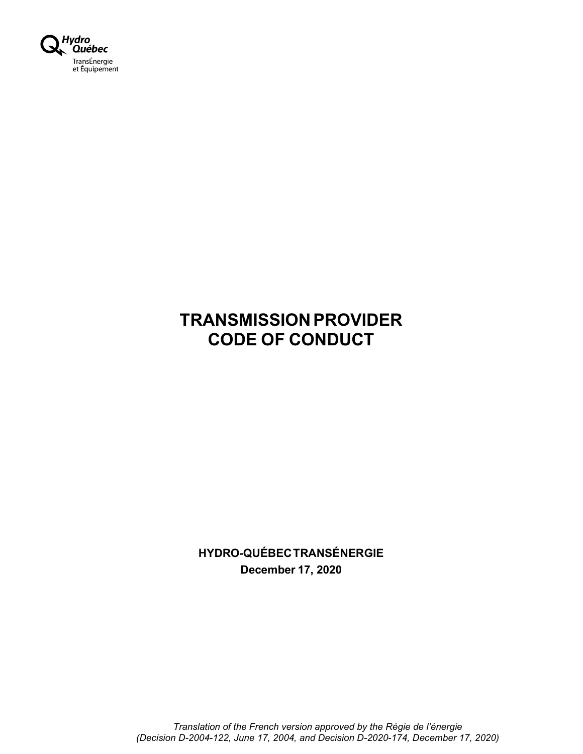Hydro Québec
TransÉnergie
et Équipement

# TRANSMISSION PROVIDER CODE OF CONDUCT

**HYDRO-QUÉBEC TRANSÉNERGIE**

**December 17, 2020**

*Translation of the French version approved by the Régie de l'énergie (Decision D-2004-122, June 17, 2004, and Decision D-2020-174, December 17, 2020)*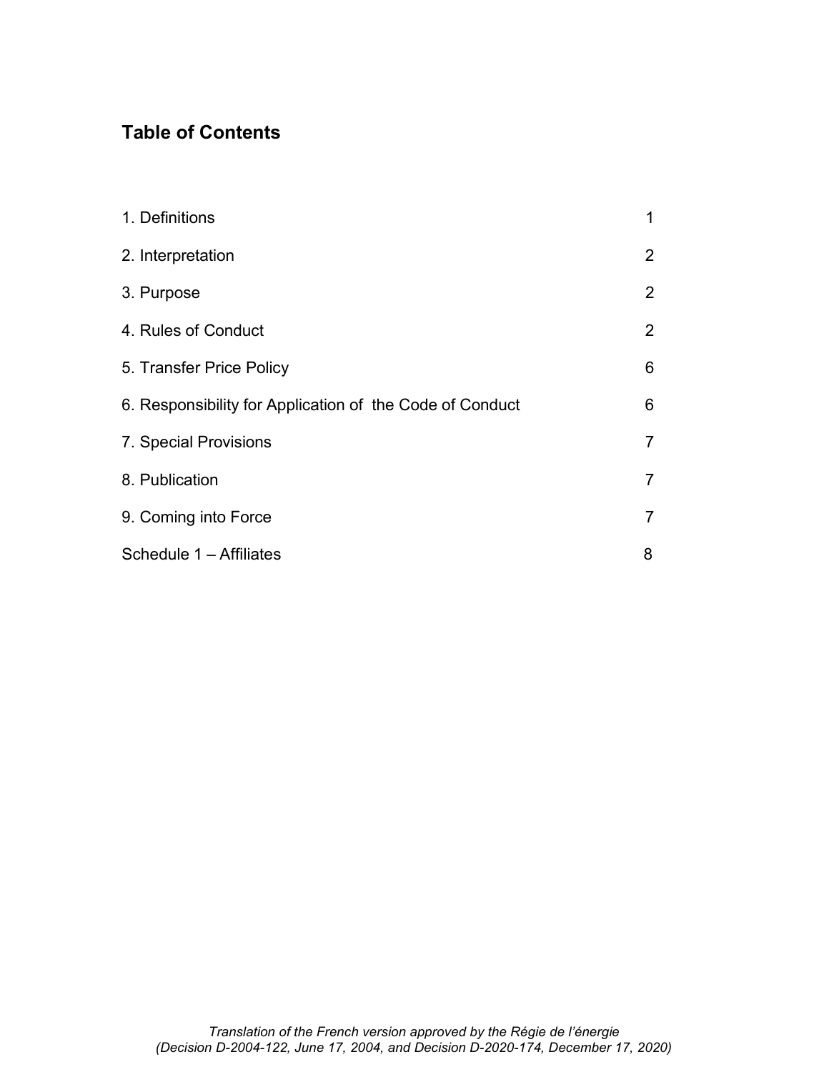## Table of Contents

| | |
|---|---|
| 1. Definitions | 1 |
| 2. Interpretation | 2 |
| 3. Purpose | 2 |
| 4. Rules of Conduct | 2 |
| 5. Transfer Price Policy | 6 |
| 6. Responsibility for Application of the Code of Conduct | 6 |
| 7. Special Provisions | 7 |
| 8. Publication | 7 |
| 9. Coming into Force | 7 |
| Schedule 1 – Affiliates | 8 |

*Translation of the French version approved by the Régie de l’énergie (Decision D-2004-122, June 17, 2004, and Decision D-2020-174, December 17, 2020)*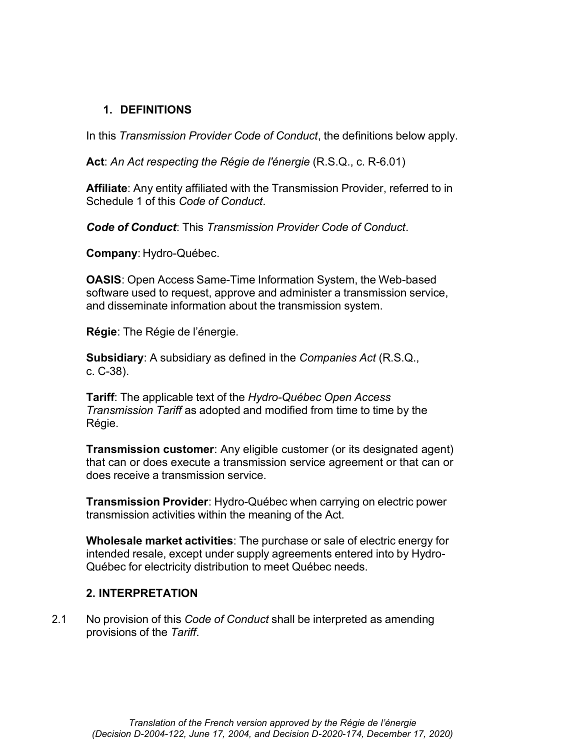## 1. DEFINITIONS

In this *Transmission Provider Code of Conduct*, the definitions below apply.

**Act**: *An Act respecting the Régie de l'énergie* (R.S.Q., c. R-6.01)

**Affiliate**: Any entity affiliated with the Transmission Provider, referred to in Schedule 1 of this *Code of Conduct*.

***Code of Conduct***: This *Transmission Provider Code of Conduct*.

**Company**: Hydro-Québec.

**OASIS**: Open Access Same-Time Information System, the Web-based software used to request, approve and administer a transmission service, and disseminate information about the transmission system.

**Régie**: The Régie de l'énergie.

**Subsidiary**: A subsidiary as defined in the *Companies Act* (R.S.Q., c. C-38).

**Tariff**: The applicable text of the *Hydro-Québec Open Access Transmission Tariff* as adopted and modified from time to time by the Régie.

**Transmission customer**: Any eligible customer (or its designated agent) that can or does execute a transmission service agreement or that can or does receive a transmission service.

**Transmission Provider**: Hydro-Québec when carrying on electric power transmission activities within the meaning of the Act.

**Wholesale market activities**: The purchase or sale of electric energy for intended resale, except under supply agreements entered into by Hydro-Québec for electricity distribution to meet Québec needs.

## 2. INTERPRETATION

2.1 No provision of this *Code of Conduct* shall be interpreted as amending provisions of the *Tariff*.

*Translation of the French version approved by the Régie de l'énergie (Decision D-2004-122, June 17, 2004, and Decision D-2020-174, December 17, 2020)*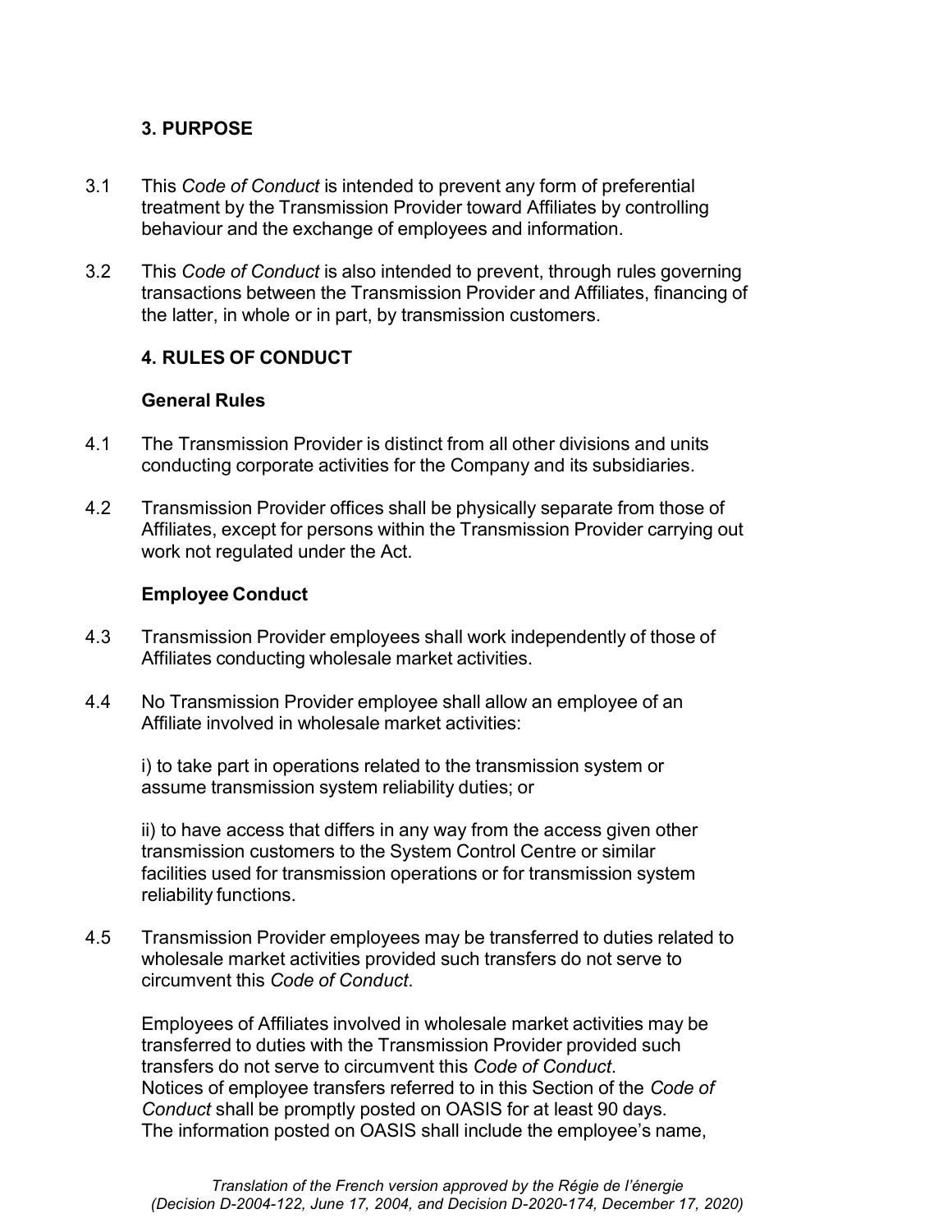## 3. PURPOSE

3.1 This *Code of Conduct* is intended to prevent any form of preferential treatment by the Transmission Provider toward Affiliates by controlling behaviour and the exchange of employees and information.

3.2 This *Code of Conduct* is also intended to prevent, through rules governing transactions between the Transmission Provider and Affiliates, financing of the latter, in whole or in part, by transmission customers.

## 4. RULES OF CONDUCT

### General Rules

4.1 The Transmission Provider is distinct from all other divisions and units conducting corporate activities for the Company and its subsidiaries.

4.2 Transmission Provider offices shall be physically separate from those of Affiliates, except for persons within the Transmission Provider carrying out work not regulated under the Act.

### Employee Conduct

4.3 Transmission Provider employees shall work independently of those of Affiliates conducting wholesale market activities.

4.4 No Transmission Provider employee shall allow an employee of an Affiliate involved in wholesale market activities:

i) to take part in operations related to the transmission system or assume transmission system reliability duties; or

ii) to have access that differs in any way from the access given other transmission customers to the System Control Centre or similar facilities used for transmission operations or for transmission system reliability functions.

4.5 Transmission Provider employees may be transferred to duties related to wholesale market activities provided such transfers do not serve to circumvent this *Code of Conduct*.

Employees of Affiliates involved in wholesale market activities may be transferred to duties with the Transmission Provider provided such transfers do not serve to circumvent this *Code of Conduct*.
Notices of employee transfers referred to in this Section of the *Code of Conduct* shall be promptly posted on OASIS for at least 90 days.
The information posted on OASIS shall include the employee's name,

*Translation of the French version approved by the Régie de l'énergie (Decision D-2004-122, June 17, 2004, and Decision D-2020-174, December 17, 2020)*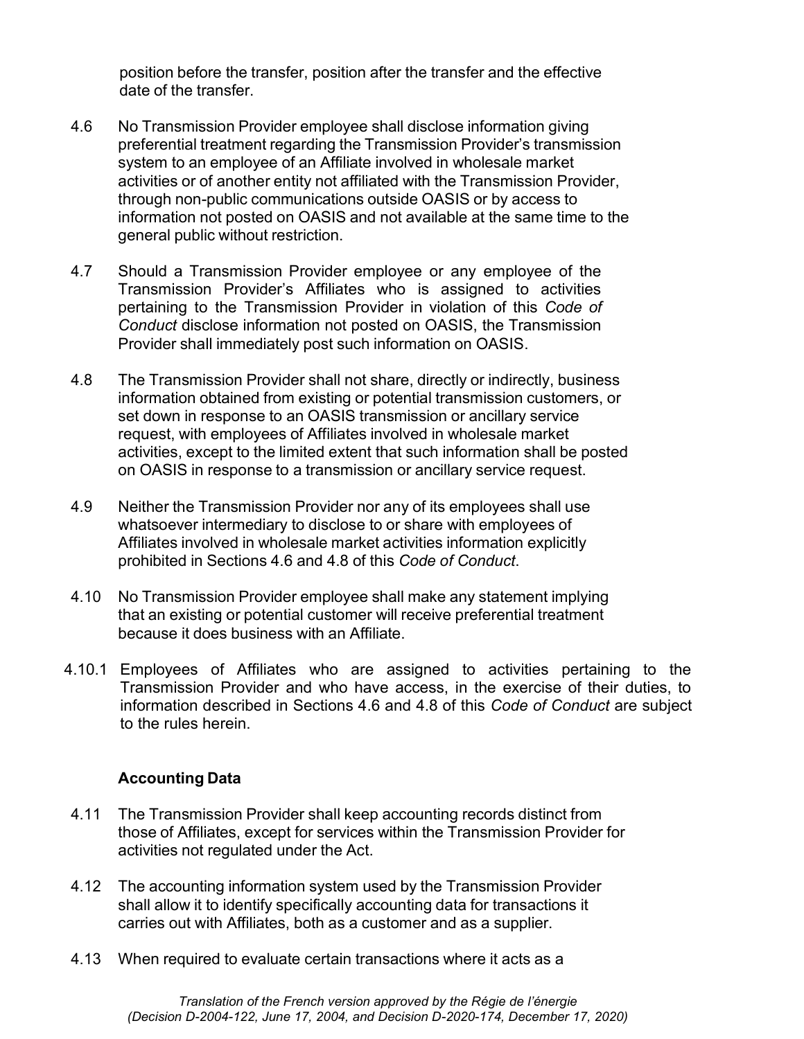position before the transfer, position after the transfer and the effective date of the transfer.

4.6 No Transmission Provider employee shall disclose information giving preferential treatment regarding the Transmission Provider's transmission system to an employee of an Affiliate involved in wholesale market activities or of another entity not affiliated with the Transmission Provider, through non-public communications outside OASIS or by access to information not posted on OASIS and not available at the same time to the general public without restriction.

4.7 Should a Transmission Provider employee or any employee of the Transmission Provider's Affiliates who is assigned to activities pertaining to the Transmission Provider in violation of this *Code of Conduct* disclose information not posted on OASIS, the Transmission Provider shall immediately post such information on OASIS.

4.8 The Transmission Provider shall not share, directly or indirectly, business information obtained from existing or potential transmission customers, or set down in response to an OASIS transmission or ancillary service request, with employees of Affiliates involved in wholesale market activities, except to the limited extent that such information shall be posted on OASIS in response to a transmission or ancillary service request.

4.9 Neither the Transmission Provider nor any of its employees shall use whatsoever intermediary to disclose to or share with employees of Affiliates involved in wholesale market activities information explicitly prohibited in Sections 4.6 and 4.8 of this *Code of Conduct*.

4.10 No Transmission Provider employee shall make any statement implying that an existing or potential customer will receive preferential treatment because it does business with an Affiliate.

4.10.1 Employees of Affiliates who are assigned to activities pertaining to the Transmission Provider and who have access, in the exercise of their duties, to information described in Sections 4.6 and 4.8 of this *Code of Conduct* are subject to the rules herein.

### Accounting Data

4.11 The Transmission Provider shall keep accounting records distinct from those of Affiliates, except for services within the Transmission Provider for activities not regulated under the Act.

4.12 The accounting information system used by the Transmission Provider shall allow it to identify specifically accounting data for transactions it carries out with Affiliates, both as a customer and as a supplier.

4.13 When required to evaluate certain transactions where it acts as a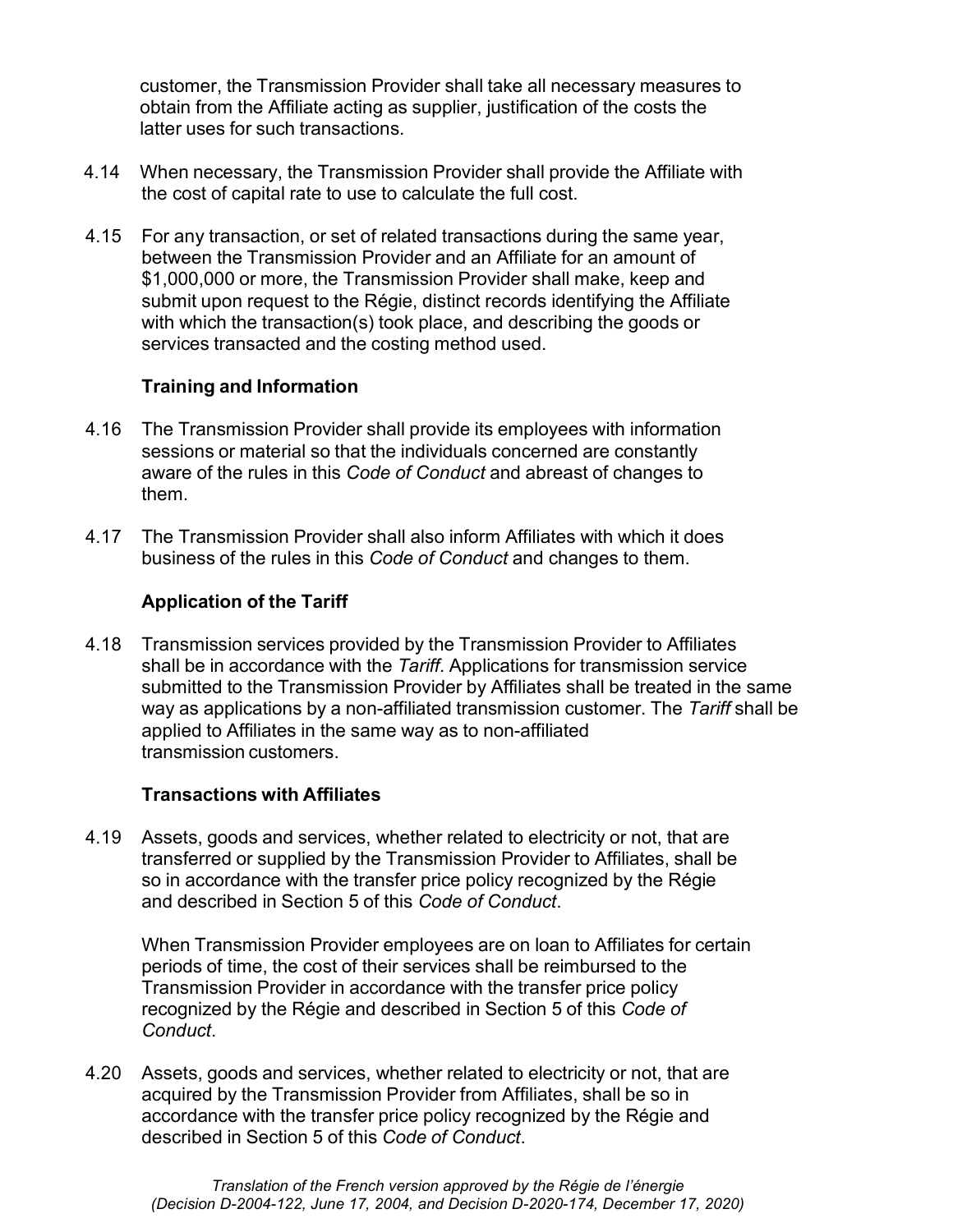customer, the Transmission Provider shall take all necessary measures to obtain from the Affiliate acting as supplier, justification of the costs the latter uses for such transactions.

4.14 When necessary, the Transmission Provider shall provide the Affiliate with the cost of capital rate to use to calculate the full cost.

4.15 For any transaction, or set of related transactions during the same year, between the Transmission Provider and an Affiliate for an amount of $1,000,000 or more, the Transmission Provider shall make, keep and submit upon request to the Régie, distinct records identifying the Affiliate with which the transaction(s) took place, and describing the goods or services transacted and the costing method used.

**Training and Information**

4.16 The Transmission Provider shall provide its employees with information sessions or material so that the individuals concerned are constantly aware of the rules in this *Code of Conduct* and abreast of changes to them.

4.17 The Transmission Provider shall also inform Affiliates with which it does business of the rules in this *Code of Conduct* and changes to them.

**Application of the Tariff**

4.18 Transmission services provided by the Transmission Provider to Affiliates shall be in accordance with the *Tariff*. Applications for transmission service submitted to the Transmission Provider by Affiliates shall be treated in the same way as applications by a non-affiliated transmission customer. The *Tariff* shall be applied to Affiliates in the same way as to non-affiliated transmission customers.

**Transactions with Affiliates**

4.19 Assets, goods and services, whether related to electricity or not, that are transferred or supplied by the Transmission Provider to Affiliates, shall be so in accordance with the transfer price policy recognized by the Régie and described in Section 5 of this *Code of Conduct*.

When Transmission Provider employees are on loan to Affiliates for certain periods of time, the cost of their services shall be reimbursed to the Transmission Provider in accordance with the transfer price policy recognized by the Régie and described in Section 5 of this *Code of Conduct*.

4.20 Assets, goods and services, whether related to electricity or not, that are acquired by the Transmission Provider from Affiliates, shall be so in accordance with the transfer price policy recognized by the Régie and described in Section 5 of this *Code of Conduct*.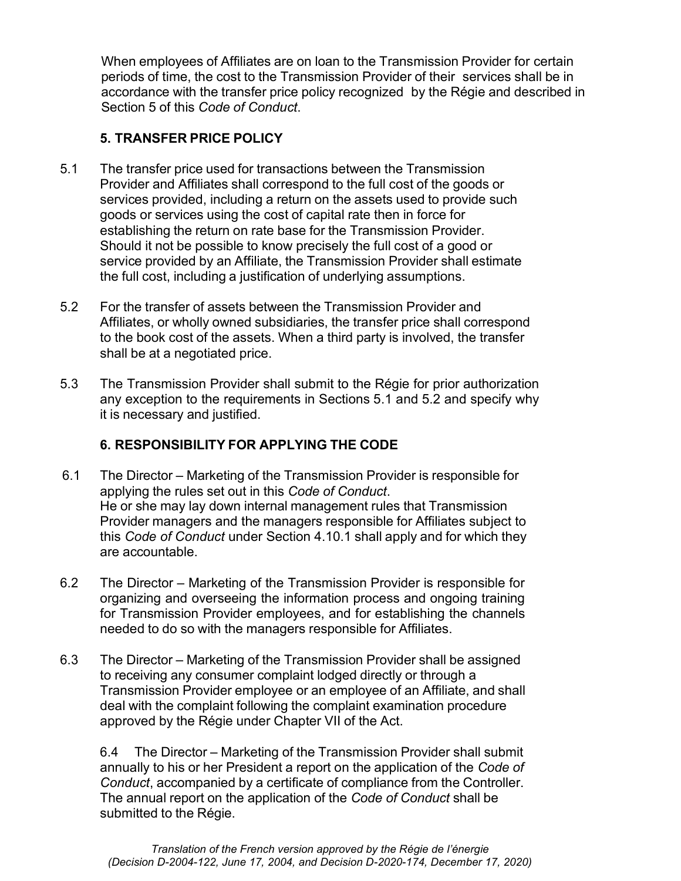When employees of Affiliates are on loan to the Transmission Provider for certain periods of time, the cost to the Transmission Provider of their services shall be in accordance with the transfer price policy recognized by the Régie and described in Section 5 of this *Code of Conduct*.

## 5. TRANSFER PRICE POLICY

5.1 The transfer price used for transactions between the Transmission Provider and Affiliates shall correspond to the full cost of the goods or services provided, including a return on the assets used to provide such goods or services using the cost of capital rate then in force for establishing the return on rate base for the Transmission Provider. Should it not be possible to know precisely the full cost of a good or service provided by an Affiliate, the Transmission Provider shall estimate the full cost, including a justification of underlying assumptions.

5.2 For the transfer of assets between the Transmission Provider and Affiliates, or wholly owned subsidiaries, the transfer price shall correspond to the book cost of the assets. When a third party is involved, the transfer shall be at a negotiated price.

5.3 The Transmission Provider shall submit to the Régie for prior authorization any exception to the requirements in Sections 5.1 and 5.2 and specify why it is necessary and justified.

## 6. RESPONSIBILITY FOR APPLYING THE CODE

6.1 The Director – Marketing of the Transmission Provider is responsible for applying the rules set out in this *Code of Conduct*.
He or she may lay down internal management rules that Transmission Provider managers and the managers responsible for Affiliates subject to this *Code of Conduct* under Section 4.10.1 shall apply and for which they are accountable.

6.2 The Director – Marketing of the Transmission Provider is responsible for organizing and overseeing the information process and ongoing training for Transmission Provider employees, and for establishing the channels needed to do so with the managers responsible for Affiliates.

6.3 The Director – Marketing of the Transmission Provider shall be assigned to receiving any consumer complaint lodged directly or through a Transmission Provider employee or an employee of an Affiliate, and shall deal with the complaint following the complaint examination procedure approved by the Régie under Chapter VII of the Act.

6.4 The Director – Marketing of the Transmission Provider shall submit annually to his or her President a report on the application of the *Code of Conduct*, accompanied by a certificate of compliance from the Controller. The annual report on the application of the *Code of Conduct* shall be submitted to the Régie.

*Translation of the French version approved by the Régie de l'énergie (Decision D-2004-122, June 17, 2004, and Decision D-2020-174, December 17, 2020)*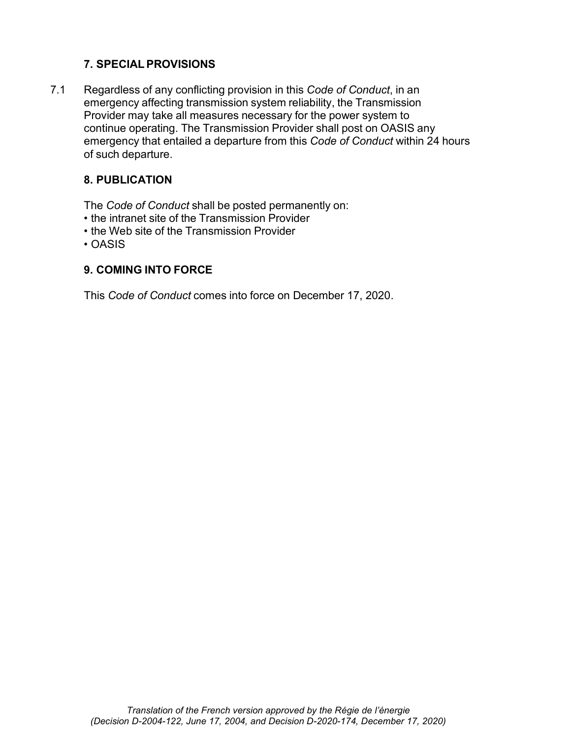## 7. SPECIAL PROVISIONS

7.1 Regardless of any conflicting provision in this *Code of Conduct*, in an emergency affecting transmission system reliability, the Transmission Provider may take all measures necessary for the power system to continue operating. The Transmission Provider shall post on OASIS any emergency that entailed a departure from this *Code of Conduct* within 24 hours of such departure.

## 8. PUBLICATION

The *Code of Conduct* shall be posted permanently on:

- the intranet site of the Transmission Provider
- the Web site of the Transmission Provider
- OASIS

## 9. COMING INTO FORCE

This *Code of Conduct* comes into force on December 17, 2020.

*Translation of the French version approved by the Régie de l'énergie (Decision D-2004-122, June 17, 2004, and Decision D-2020-174, December 17, 2020)*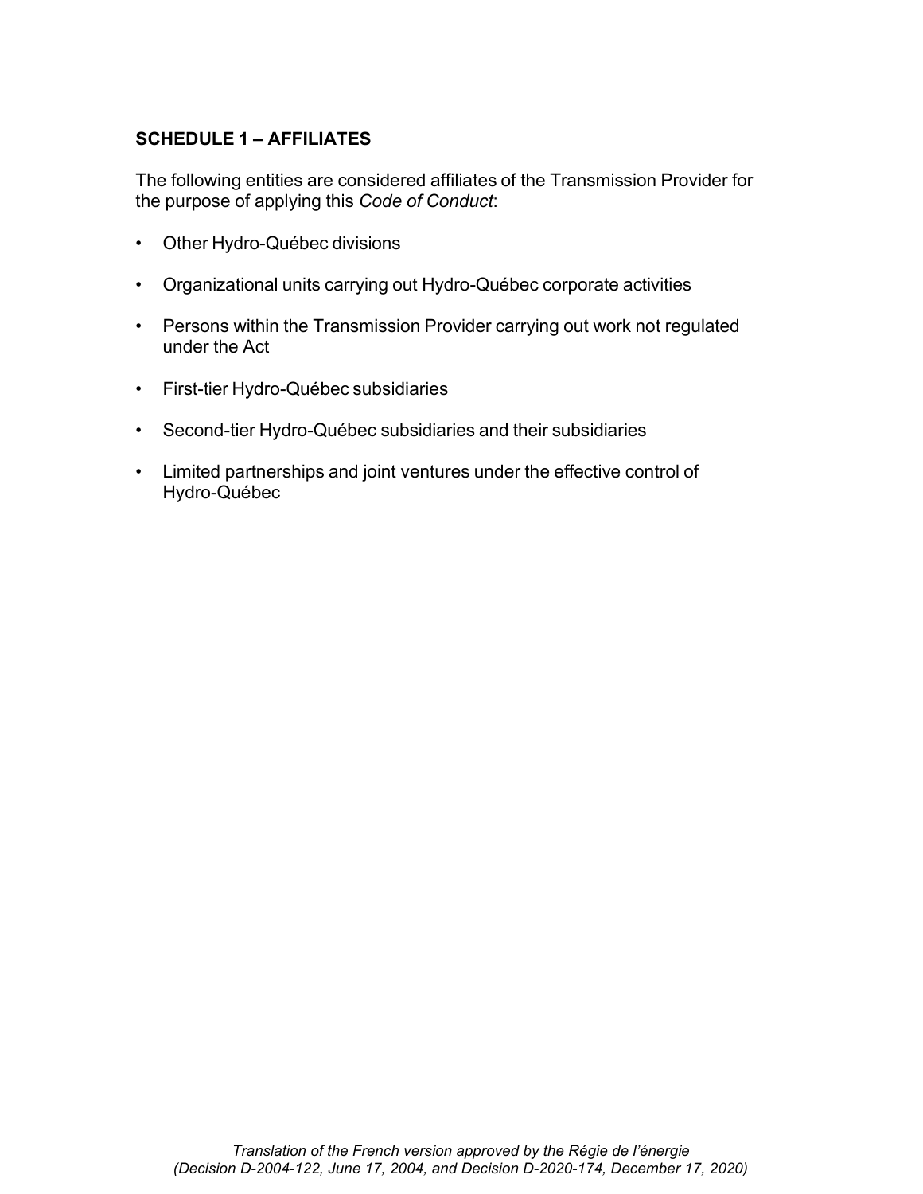## SCHEDULE 1 – AFFILIATES

The following entities are considered affiliates of the Transmission Provider for the purpose of applying this *Code of Conduct*:

- Other Hydro-Québec divisions
- Organizational units carrying out Hydro-Québec corporate activities
- Persons within the Transmission Provider carrying out work not regulated under the Act
- First-tier Hydro-Québec subsidiaries
- Second-tier Hydro-Québec subsidiaries and their subsidiaries
- Limited partnerships and joint ventures under the effective control of Hydro-Québec